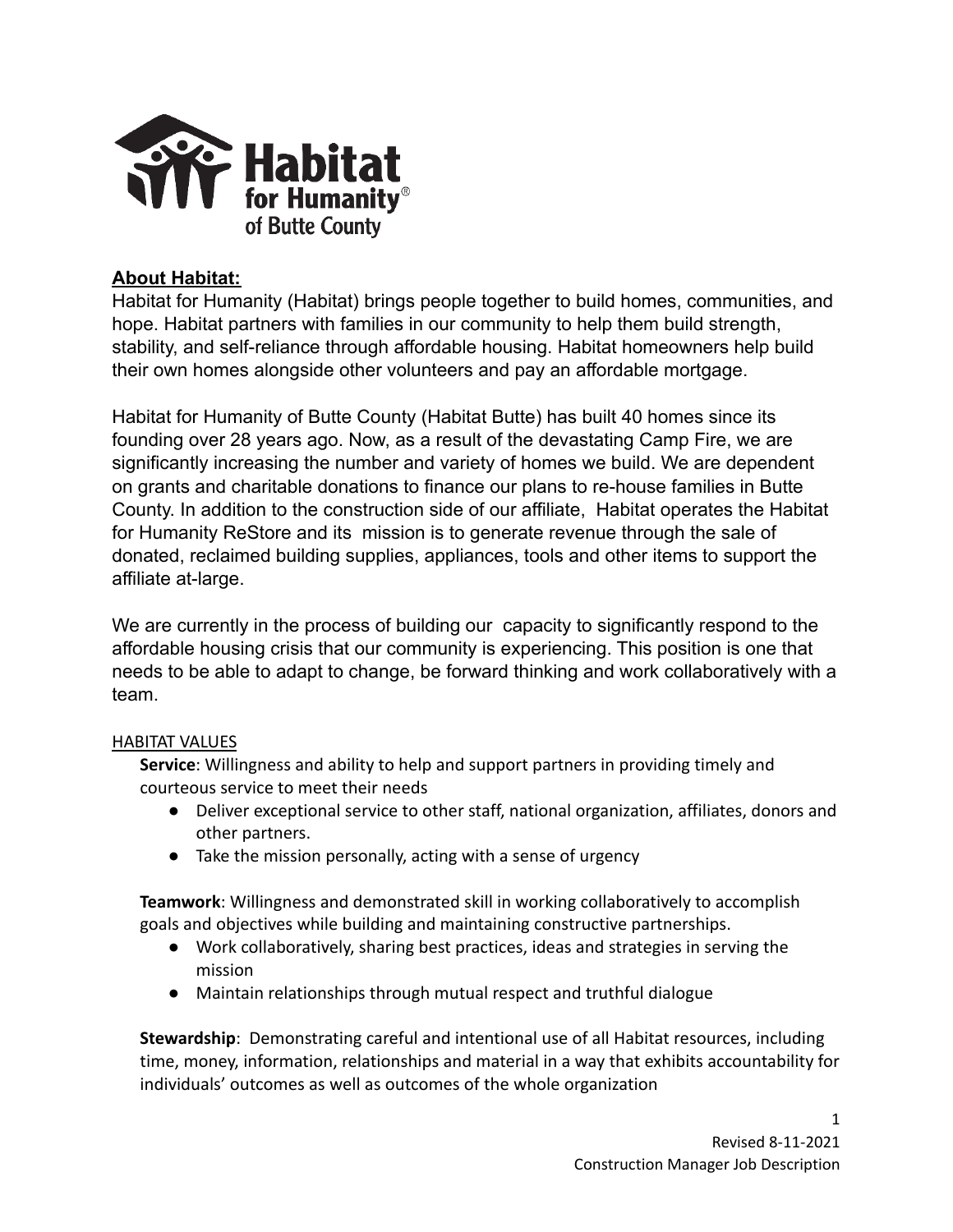Habitat for Humanity® of Butte County

## About Habitat:

Habitat for Humanity (Habitat) brings people together to build homes, communities, and hope. Habitat partners with families in our community to help them build strength, stability, and self-reliance through affordable housing. Habitat homeowners help build their own homes alongside other volunteers and pay an affordable mortgage.

Habitat for Humanity of Butte County (Habitat Butte) has built 40 homes since its founding over 28 years ago. Now, as a result of the devastating Camp Fire, we are significantly increasing the number and variety of homes we build. We are dependent on grants and charitable donations to finance our plans to re-house families in Butte County. In addition to the construction side of our affiliate, Habitat operates the Habitat for Humanity ReStore and its mission is to generate revenue through the sale of donated, reclaimed building supplies, appliances, tools and other items to support the affiliate at-large.

We are currently in the process of building our capacity to significantly respond to the affordable housing crisis that our community is experiencing. This position is one that needs to be able to adapt to change, be forward thinking and work collaboratively with a team.

### HABITAT VALUES

**Service**: Willingness and ability to help and support partners in providing timely and courteous service to meet their needs

- Deliver exceptional service to other staff, national organization, affiliates, donors and other partners.
- Take the mission personally, acting with a sense of urgency

**Teamwork**: Willingness and demonstrated skill in working collaboratively to accomplish goals and objectives while building and maintaining constructive partnerships.

- Work collaboratively, sharing best practices, ideas and strategies in serving the mission
- Maintain relationships through mutual respect and truthful dialogue

**Stewardship**: Demonstrating careful and intentional use of all Habitat resources, including time, money, information, relationships and material in a way that exhibits accountability for individuals' outcomes as well as outcomes of the whole organization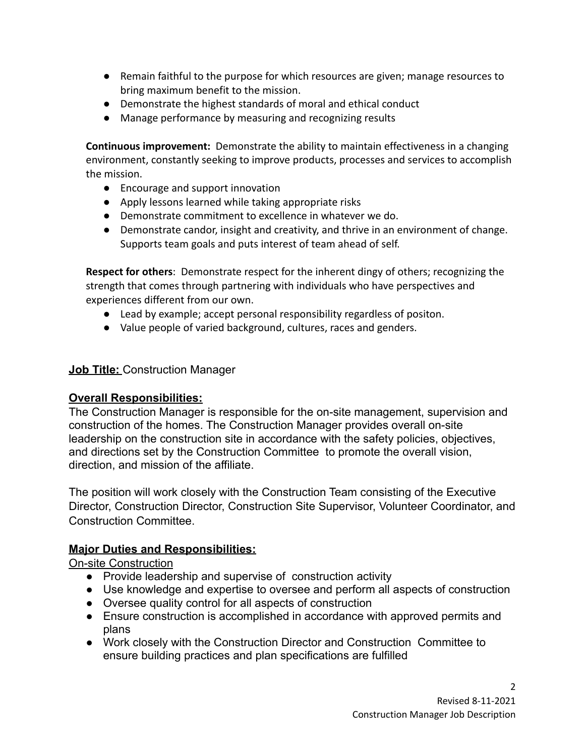- Remain faithful to the purpose for which resources are given; manage resources to bring maximum benefit to the mission.
- Demonstrate the highest standards of moral and ethical conduct
- Manage performance by measuring and recognizing results

**Continuous improvement:** Demonstrate the ability to maintain effectiveness in a changing environment, constantly seeking to improve products, processes and services to accomplish the mission.

- Encourage and support innovation
- Apply lessons learned while taking appropriate risks
- Demonstrate commitment to excellence in whatever we do.
- Demonstrate candor, insight and creativity, and thrive in an environment of change. Supports team goals and puts interest of team ahead of self.

**Respect for others**: Demonstrate respect for the inherent dingy of others; recognizing the strength that comes through partnering with individuals who have perspectives and experiences different from our own.

- Lead by example; accept personal responsibility regardless of positon.
- Value people of varied background, cultures, races and genders.

**Job Title:** Construction Manager

## Overall Responsibilities:

The Construction Manager is responsible for the on-site management, supervision and construction of the homes. The Construction Manager provides overall on-site leadership on the construction site in accordance with the safety policies, objectives, and directions set by the Construction Committee to promote the overall vision, direction, and mission of the affiliate.

The position will work closely with the Construction Team consisting of the Executive Director, Construction Director, Construction Site Supervisor, Volunteer Coordinator, and Construction Committee.

## Major Duties and Responsibilities:

On-site Construction

- Provide leadership and supervise of construction activity
- Use knowledge and expertise to oversee and perform all aspects of construction
- Oversee quality control for all aspects of construction
- Ensure construction is accomplished in accordance with approved permits and plans
- Work closely with the Construction Director and Construction Committee to ensure building practices and plan specifications are fulfilled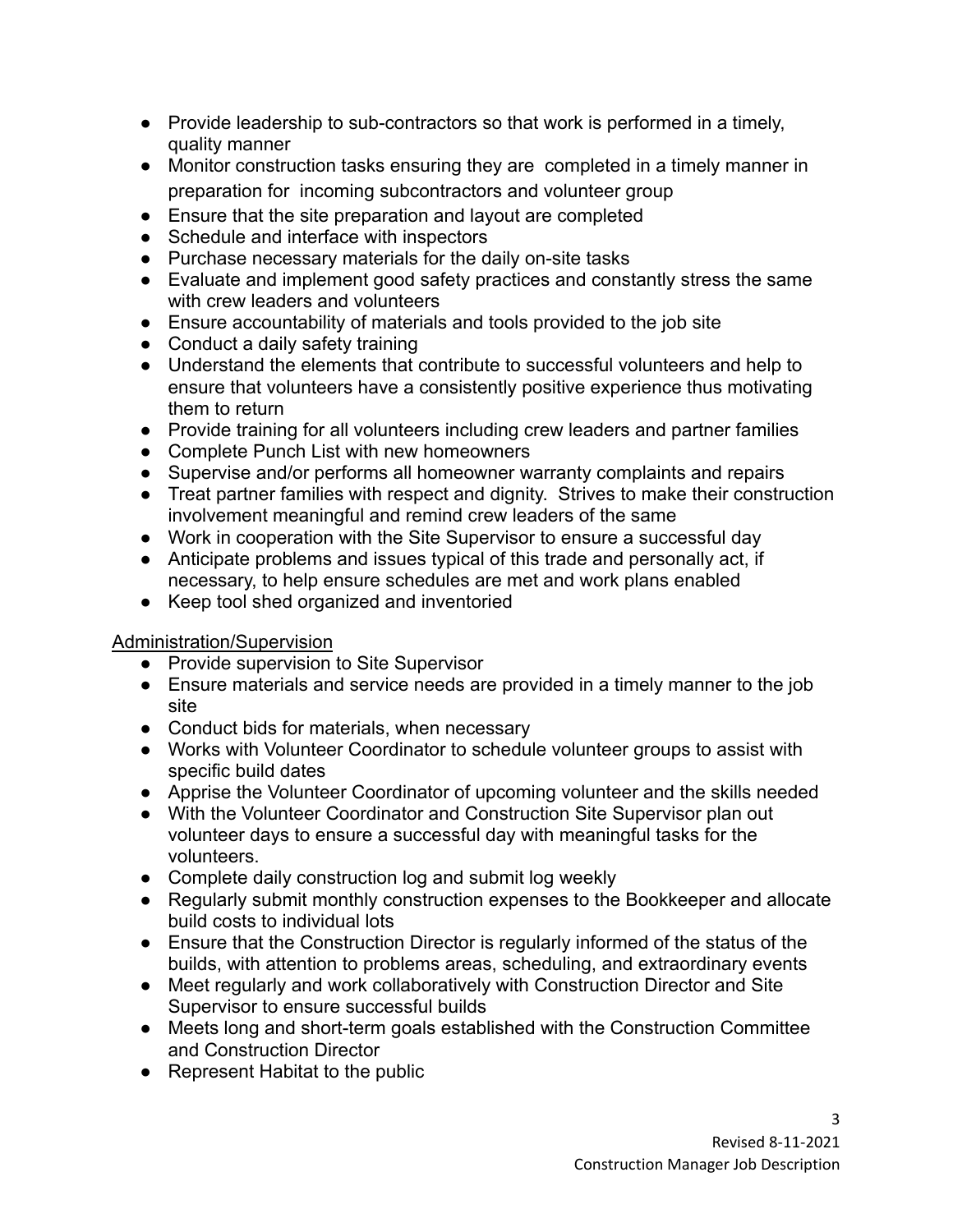- Provide leadership to sub-contractors so that work is performed in a timely, quality manner
- Monitor construction tasks ensuring they are completed in a timely manner in preparation for incoming subcontractors and volunteer group
- Ensure that the site preparation and layout are completed
- Schedule and interface with inspectors
- Purchase necessary materials for the daily on-site tasks
- Evaluate and implement good safety practices and constantly stress the same with crew leaders and volunteers
- Ensure accountability of materials and tools provided to the job site
- Conduct a daily safety training
- Understand the elements that contribute to successful volunteers and help to ensure that volunteers have a consistently positive experience thus motivating them to return
- Provide training for all volunteers including crew leaders and partner families
- Complete Punch List with new homeowners
- Supervise and/or performs all homeowner warranty complaints and repairs
- Treat partner families with respect and dignity. Strives to make their construction involvement meaningful and remind crew leaders of the same
- Work in cooperation with the Site Supervisor to ensure a successful day
- Anticipate problems and issues typical of this trade and personally act, if necessary, to help ensure schedules are met and work plans enabled
- Keep tool shed organized and inventoried

<u>Administration/Supervision</u>

- Provide supervision to Site Supervisor
- Ensure materials and service needs are provided in a timely manner to the job site
- Conduct bids for materials, when necessary
- Works with Volunteer Coordinator to schedule volunteer groups to assist with specific build dates
- Apprise the Volunteer Coordinator of upcoming volunteer and the skills needed
- With the Volunteer Coordinator and Construction Site Supervisor plan out volunteer days to ensure a successful day with meaningful tasks for the volunteers.
- Complete daily construction log and submit log weekly
- Regularly submit monthly construction expenses to the Bookkeeper and allocate build costs to individual lots
- Ensure that the Construction Director is regularly informed of the status of the builds, with attention to problems areas, scheduling, and extraordinary events
- Meet regularly and work collaboratively with Construction Director and Site Supervisor to ensure successful builds
- Meets long and short-term goals established with the Construction Committee and Construction Director
- Represent Habitat to the public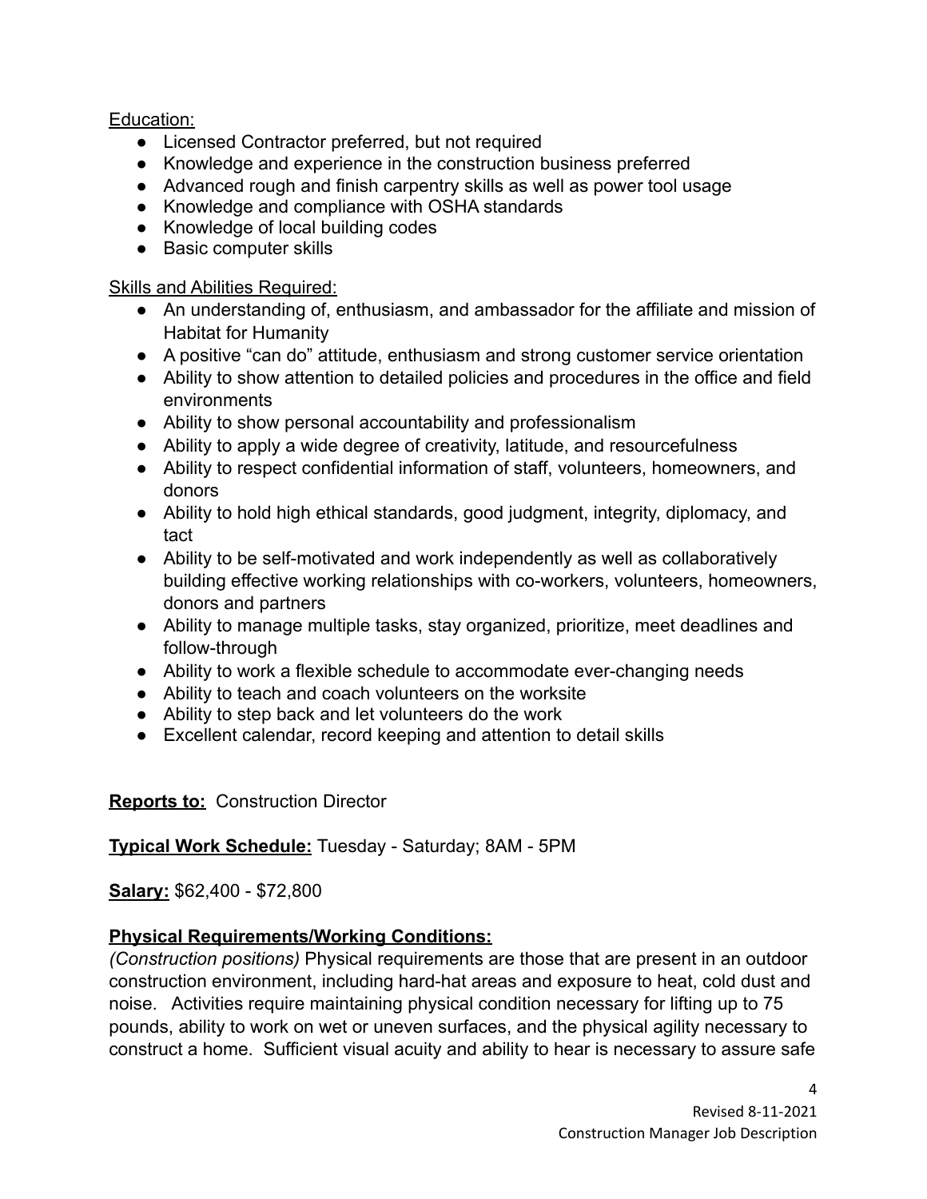Education:

- Licensed Contractor preferred, but not required
- Knowledge and experience in the construction business preferred
- Advanced rough and finish carpentry skills as well as power tool usage
- Knowledge and compliance with OSHA standards
- Knowledge of local building codes
- Basic computer skills

Skills and Abilities Required:

- An understanding of, enthusiasm, and ambassador for the affiliate and mission of Habitat for Humanity
- A positive "can do" attitude, enthusiasm and strong customer service orientation
- Ability to show attention to detailed policies and procedures in the office and field environments
- Ability to show personal accountability and professionalism
- Ability to apply a wide degree of creativity, latitude, and resourcefulness
- Ability to respect confidential information of staff, volunteers, homeowners, and donors
- Ability to hold high ethical standards, good judgment, integrity, diplomacy, and tact
- Ability to be self-motivated and work independently as well as collaboratively building effective working relationships with co-workers, volunteers, homeowners, donors and partners
- Ability to manage multiple tasks, stay organized, prioritize, meet deadlines and follow-through
- Ability to work a flexible schedule to accommodate ever-changing needs
- Ability to teach and coach volunteers on the worksite
- Ability to step back and let volunteers do the work
- Excellent calendar, record keeping and attention to detail skills

**Reports to:** Construction Director

**Typical Work Schedule:** Tuesday - Saturday; 8AM - 5PM

**Salary:** $62,400 - $72,800

**Physical Requirements/Working Conditions:**

*(Construction positions)* Physical requirements are those that are present in an outdoor construction environment, including hard-hat areas and exposure to heat, cold dust and noise. Activities require maintaining physical condition necessary for lifting up to 75 pounds, ability to work on wet or uneven surfaces, and the physical agility necessary to construct a home. Sufficient visual acuity and ability to hear is necessary to assure safe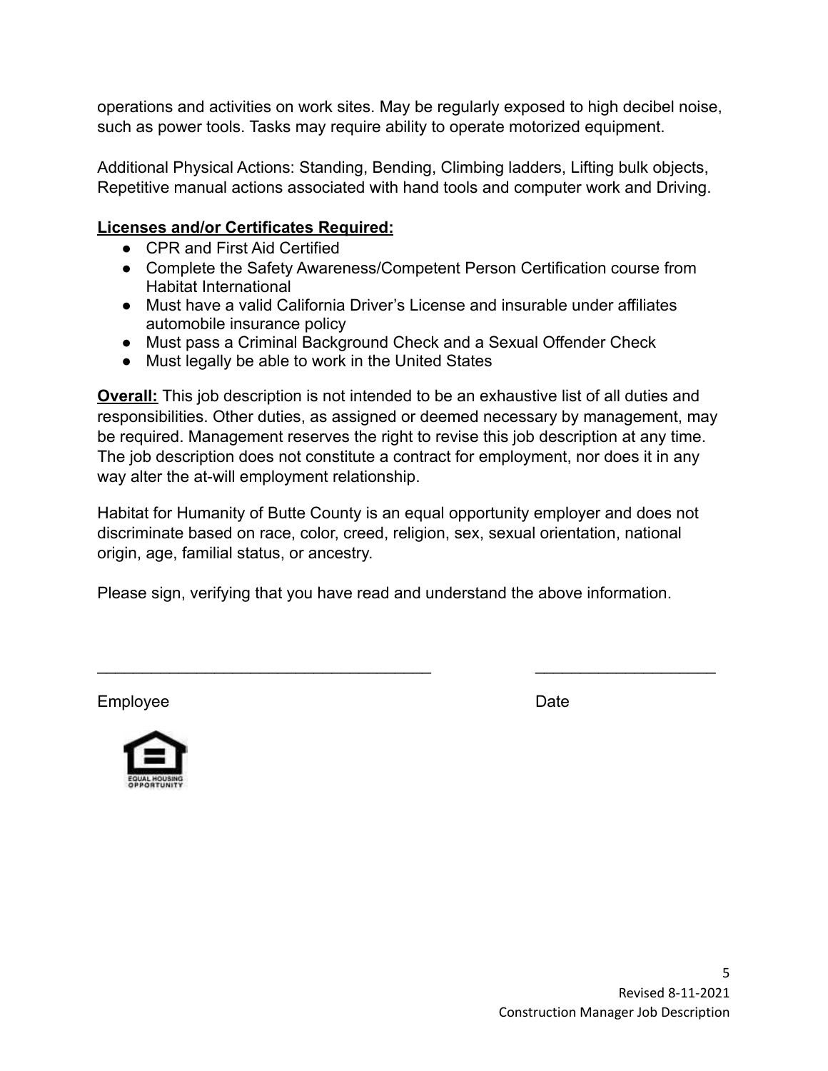operations and activities on work sites. May be regularly exposed to high decibel noise, such as power tools. Tasks may require ability to operate motorized equipment.

Additional Physical Actions: Standing, Bending, Climbing ladders, Lifting bulk objects, Repetitive manual actions associated with hand tools and computer work and Driving.

**Licenses and/or Certificates Required:**

- CPR and First Aid Certified
- Complete the Safety Awareness/Competent Person Certification course from Habitat International
- Must have a valid California Driver's License and insurable under affiliates automobile insurance policy
- Must pass a Criminal Background Check and a Sexual Offender Check
- Must legally be able to work in the United States

**Overall:** This job description is not intended to be an exhaustive list of all duties and responsibilities. Other duties, as assigned or deemed necessary by management, may be required. Management reserves the right to revise this job description at any time. The job description does not constitute a contract for employment, nor does it in any way alter the at-will employment relationship.

Habitat for Humanity of Butte County is an equal opportunity employer and does not discriminate based on race, color, creed, religion, sex, sexual orientation, national origin, age, familial status, or ancestry.

Please sign, verifying that you have read and understand the above information.

______________________________________ ____________________

Employee Date

EQUAL HOUSING OPPORTUNITY

Revised 8-11-2021

Construction Manager Job Description